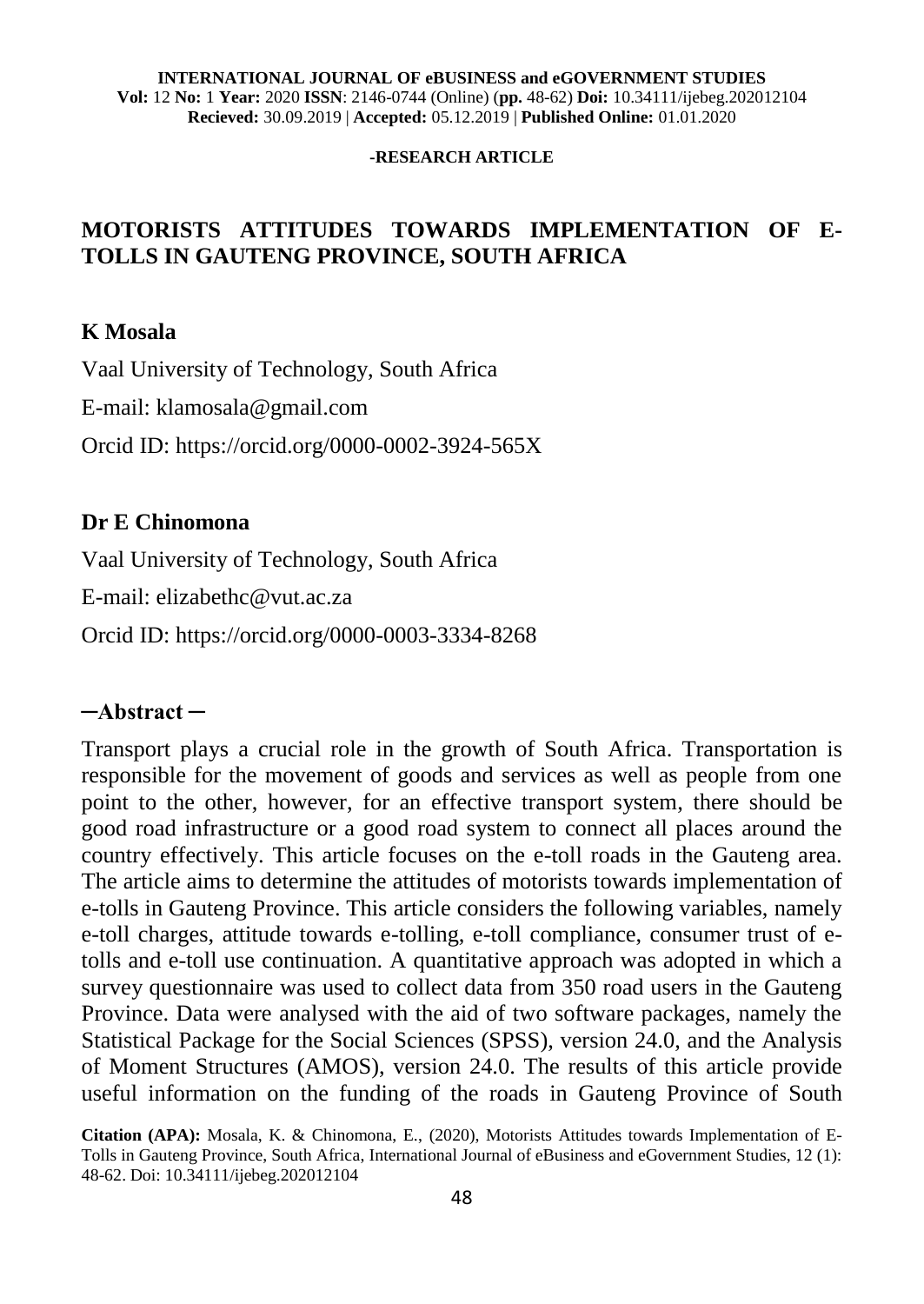**INTERNATIONAL JOURNAL OF eBUSINESS and eGOVERNMENT STUDIES**
**Vol:** 12 **No:** 1 **Year:** 2020 **ISSN**: 2146-0744 (Online) (**pp.** 48-62) **Doi:** 10.34111/ijebeg.202012104
**Recieved:** 30.09.2019 | **Accepted:** 05.12.2019 | **Published Online:** 01.01.2020

**-RESEARCH ARTICLE**

# MOTORISTS ATTITUDES TOWARDS IMPLEMENTATION OF E-TOLLS IN GAUTENG PROVINCE, SOUTH AFRICA

**K Mosala**

Vaal University of Technology, South Africa

E-mail: klamosala@gmail.com

Orcid ID: https://orcid.org/0000-0002-3924-565X

**Dr E Chinomona**

Vaal University of Technology, South Africa

E-mail: elizabethc@vut.ac.za

Orcid ID: https://orcid.org/0000-0003-3334-8268

## ─Abstract ─

Transport plays a crucial role in the growth of South Africa. Transportation is responsible for the movement of goods and services as well as people from one point to the other, however, for an effective transport system, there should be good road infrastructure or a good road system to connect all places around the country effectively. This article focuses on the e-toll roads in the Gauteng area. The article aims to determine the attitudes of motorists towards implementation of e-tolls in Gauteng Province. This article considers the following variables, namely e-toll charges, attitude towards e-tolling, e-toll compliance, consumer trust of e-tolls and e-toll use continuation. A quantitative approach was adopted in which a survey questionnaire was used to collect data from 350 road users in the Gauteng Province. Data were analysed with the aid of two software packages, namely the Statistical Package for the Social Sciences (SPSS), version 24.0, and the Analysis of Moment Structures (AMOS), version 24.0. The results of this article provide useful information on the funding of the roads in Gauteng Province of South

**Citation (APA):** Mosala, K. & Chinomona, E., (2020), Motorists Attitudes towards Implementation of E-Tolls in Gauteng Province, South Africa, International Journal of eBusiness and eGovernment Studies, 12 (1): 48-62. Doi: 10.34111/ijebeg.202012104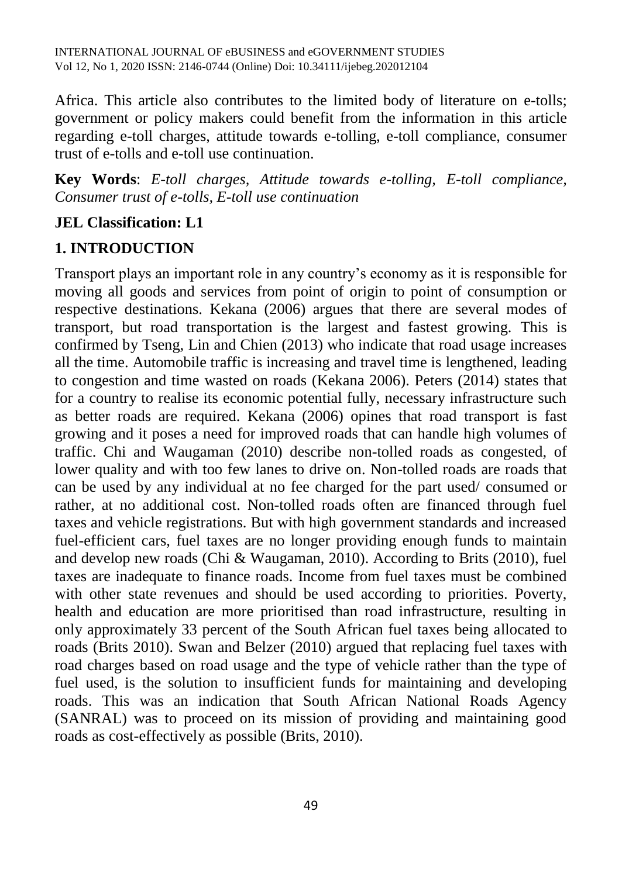Africa. This article also contributes to the limited body of literature on e-tolls; government or policy makers could benefit from the information in this article regarding e-toll charges, attitude towards e-tolling, e-toll compliance, consumer trust of e-tolls and e-toll use continuation.

**Key Words**: *E-toll charges, Attitude towards e-tolling, E-toll compliance, Consumer trust of e-tolls, E-toll use continuation*

**JEL Classification: L1**

## 1. INTRODUCTION

Transport plays an important role in any country's economy as it is responsible for moving all goods and services from point of origin to point of consumption or respective destinations. Kekana (2006) argues that there are several modes of transport, but road transportation is the largest and fastest growing. This is confirmed by Tseng, Lin and Chien (2013) who indicate that road usage increases all the time. Automobile traffic is increasing and travel time is lengthened, leading to congestion and time wasted on roads (Kekana 2006). Peters (2014) states that for a country to realise its economic potential fully, necessary infrastructure such as better roads are required. Kekana (2006) opines that road transport is fast growing and it poses a need for improved roads that can handle high volumes of traffic. Chi and Waugaman (2010) describe non-tolled roads as congested, of lower quality and with too few lanes to drive on. Non-tolled roads are roads that can be used by any individual at no fee charged for the part used/ consumed or rather, at no additional cost. Non-tolled roads often are financed through fuel taxes and vehicle registrations. But with high government standards and increased fuel-efficient cars, fuel taxes are no longer providing enough funds to maintain and develop new roads (Chi & Waugaman, 2010). According to Brits (2010), fuel taxes are inadequate to finance roads. Income from fuel taxes must be combined with other state revenues and should be used according to priorities. Poverty, health and education are more prioritised than road infrastructure, resulting in only approximately 33 percent of the South African fuel taxes being allocated to roads (Brits 2010). Swan and Belzer (2010) argued that replacing fuel taxes with road charges based on road usage and the type of vehicle rather than the type of fuel used, is the solution to insufficient funds for maintaining and developing roads. This was an indication that South African National Roads Agency (SANRAL) was to proceed on its mission of providing and maintaining good roads as cost-effectively as possible (Brits, 2010).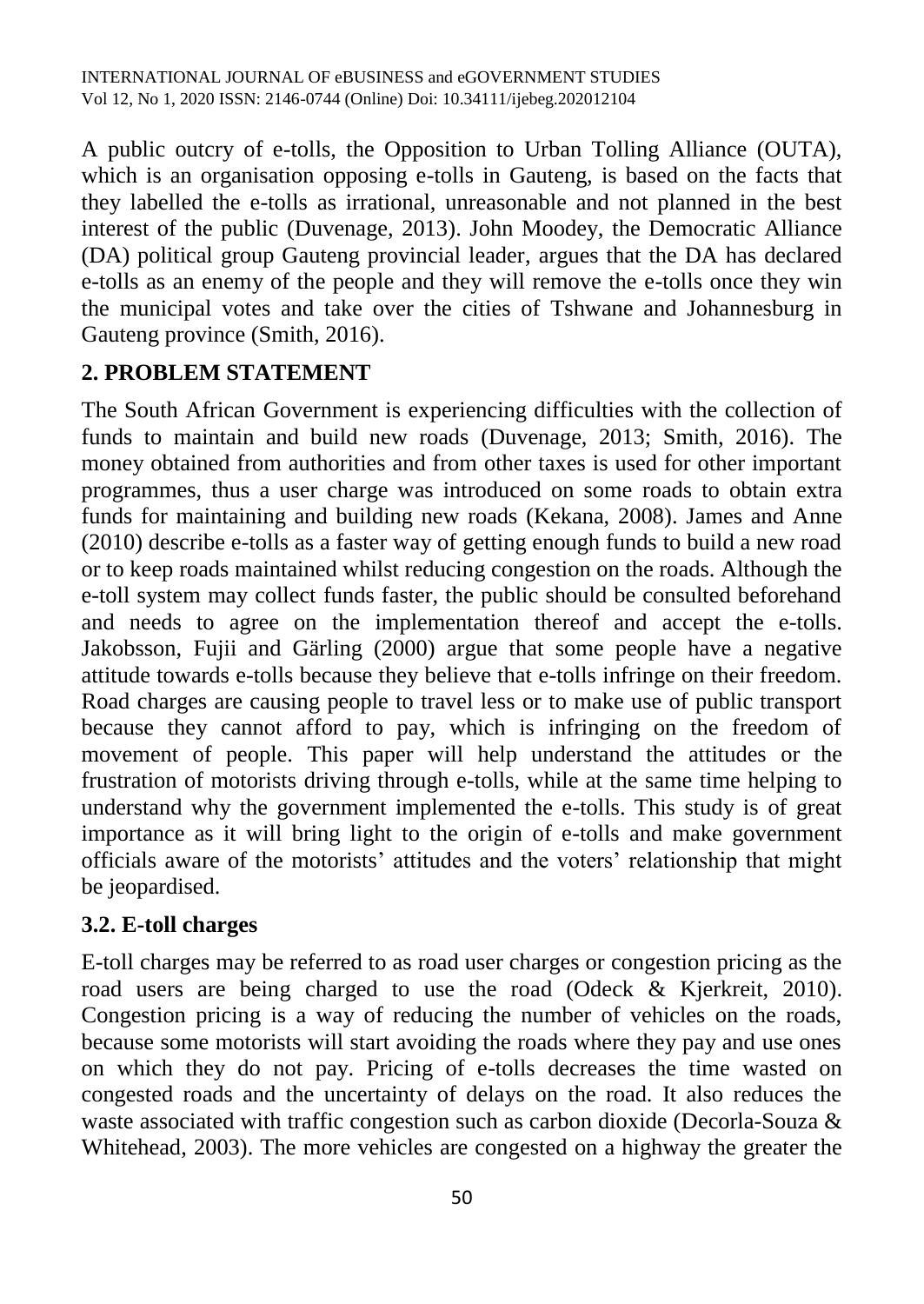A public outcry of e-tolls, the Opposition to Urban Tolling Alliance (OUTA), which is an organisation opposing e-tolls in Gauteng, is based on the facts that they labelled the e-tolls as irrational, unreasonable and not planned in the best interest of the public (Duvenage, 2013). John Moodey, the Democratic Alliance (DA) political group Gauteng provincial leader, argues that the DA has declared e-tolls as an enemy of the people and they will remove the e-tolls once they win the municipal votes and take over the cities of Tshwane and Johannesburg in Gauteng province (Smith, 2016).

## 2. PROBLEM STATEMENT

The South African Government is experiencing difficulties with the collection of funds to maintain and build new roads (Duvenage, 2013; Smith, 2016). The money obtained from authorities and from other taxes is used for other important programmes, thus a user charge was introduced on some roads to obtain extra funds for maintaining and building new roads (Kekana, 2008). James and Anne (2010) describe e-tolls as a faster way of getting enough funds to build a new road or to keep roads maintained whilst reducing congestion on the roads. Although the e-toll system may collect funds faster, the public should be consulted beforehand and needs to agree on the implementation thereof and accept the e-tolls. Jakobsson, Fujii and Gärling (2000) argue that some people have a negative attitude towards e-tolls because they believe that e-tolls infringe on their freedom. Road charges are causing people to travel less or to make use of public transport because they cannot afford to pay, which is infringing on the freedom of movement of people. This paper will help understand the attitudes or the frustration of motorists driving through e-tolls, while at the same time helping to understand why the government implemented the e-tolls. This study is of great importance as it will bring light to the origin of e-tolls and make government officials aware of the motorists' attitudes and the voters' relationship that might be jeopardised.

### 3.2. E-toll charges

E-toll charges may be referred to as road user charges or congestion pricing as the road users are being charged to use the road (Odeck & Kjerkreit, 2010). Congestion pricing is a way of reducing the number of vehicles on the roads, because some motorists will start avoiding the roads where they pay and use ones on which they do not pay. Pricing of e-tolls decreases the time wasted on congested roads and the uncertainty of delays on the road. It also reduces the waste associated with traffic congestion such as carbon dioxide (Decorla-Souza & Whitehead, 2003). The more vehicles are congested on a highway the greater the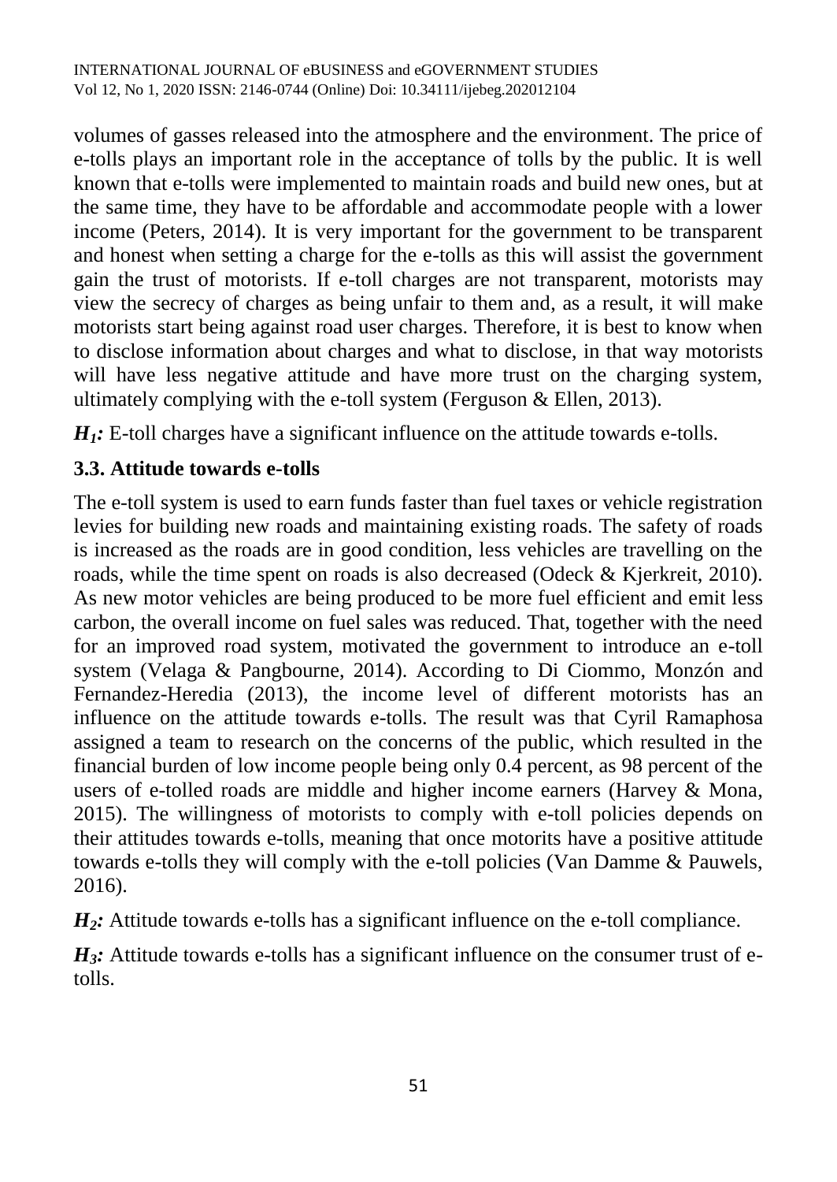volumes of gasses released into the atmosphere and the environment. The price of e-tolls plays an important role in the acceptance of tolls by the public. It is well known that e-tolls were implemented to maintain roads and build new ones, but at the same time, they have to be affordable and accommodate people with a lower income (Peters, 2014). It is very important for the government to be transparent and honest when setting a charge for the e-tolls as this will assist the government gain the trust of motorists. If e-toll charges are not transparent, motorists may view the secrecy of charges as being unfair to them and, as a result, it will make motorists start being against road user charges. Therefore, it is best to know when to disclose information about charges and what to disclose, in that way motorists will have less negative attitude and have more trust on the charging system, ultimately complying with the e-toll system (Ferguson & Ellen, 2013).

***$H_1$:*** E-toll charges have a significant influence on the attitude towards e-tolls.

### 3.3. Attitude towards e-tolls

The e-toll system is used to earn funds faster than fuel taxes or vehicle registration levies for building new roads and maintaining existing roads. The safety of roads is increased as the roads are in good condition, less vehicles are travelling on the roads, while the time spent on roads is also decreased (Odeck & Kjerkreit, 2010). As new motor vehicles are being produced to be more fuel efficient and emit less carbon, the overall income on fuel sales was reduced. That, together with the need for an improved road system, motivated the government to introduce an e-toll system (Velaga & Pangbourne, 2014). According to Di Ciommo, Monzón and Fernandez-Heredia (2013), the income level of different motorists has an influence on the attitude towards e-tolls. The result was that Cyril Ramaphosa assigned a team to research on the concerns of the public, which resulted in the financial burden of low income people being only 0.4 percent, as 98 percent of the users of e-tolled roads are middle and higher income earners (Harvey & Mona, 2015). The willingness of motorists to comply with e-toll policies depends on their attitudes towards e-tolls, meaning that once motorits have a positive attitude towards e-tolls they will comply with the e-toll policies (Van Damme & Pauwels, 2016).

***$H_2$:*** Attitude towards e-tolls has a significant influence on the e-toll compliance.

***$H_3$:*** Attitude towards e-tolls has a significant influence on the consumer trust of e-tolls.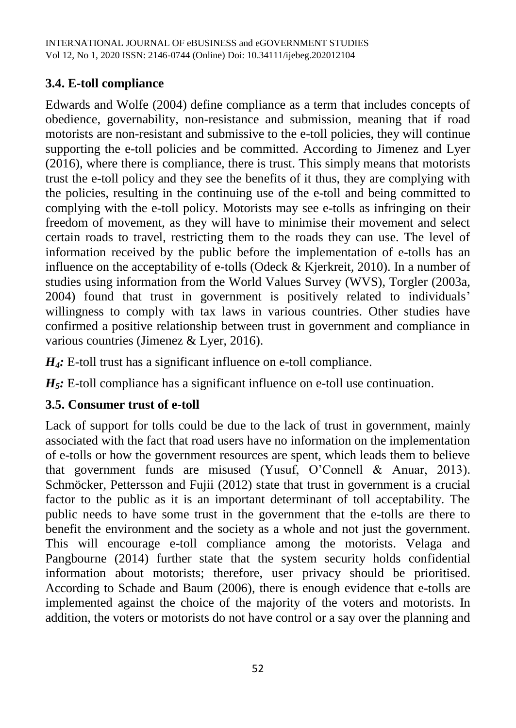### 3.4. E-toll compliance

Edwards and Wolfe (2004) define compliance as a term that includes concepts of obedience, governability, non-resistance and submission, meaning that if road motorists are non-resistant and submissive to the e-toll policies, they will continue supporting the e-toll policies and be committed. According to Jimenez and Lyer (2016), where there is compliance, there is trust. This simply means that motorists trust the e-toll policy and they see the benefits of it thus, they are complying with the policies, resulting in the continuing use of the e-toll and being committed to complying with the e-toll policy. Motorists may see e-tolls as infringing on their freedom of movement, as they will have to minimise their movement and select certain roads to travel, restricting them to the roads they can use. The level of information received by the public before the implementation of e-tolls has an influence on the acceptability of e-tolls (Odeck & Kjerkreit, 2010). In a number of studies using information from the World Values Survey (WVS), Torgler (2003a, 2004) found that trust in government is positively related to individuals' willingness to comply with tax laws in various countries. Other studies have confirmed a positive relationship between trust in government and compliance in various countries (Jimenez & Lyer, 2016).

***$H_4$:*** E-toll trust has a significant influence on e-toll compliance.

***$H_5$:*** E-toll compliance has a significant influence on e-toll use continuation.

### 3.5. Consumer trust of e-toll

Lack of support for tolls could be due to the lack of trust in government, mainly associated with the fact that road users have no information on the implementation of e-tolls or how the government resources are spent, which leads them to believe that government funds are misused (Yusuf, O'Connell & Anuar, 2013). Schmöcker, Pettersson and Fujii (2012) state that trust in government is a crucial factor to the public as it is an important determinant of toll acceptability. The public needs to have some trust in the government that the e-tolls are there to benefit the environment and the society as a whole and not just the government. This will encourage e-toll compliance among the motorists. Velaga and Pangbourne (2014) further state that the system security holds confidential information about motorists; therefore, user privacy should be prioritised. According to Schade and Baum (2006), there is enough evidence that e-tolls are implemented against the choice of the majority of the voters and motorists. In addition, the voters or motorists do not have control or a say over the planning and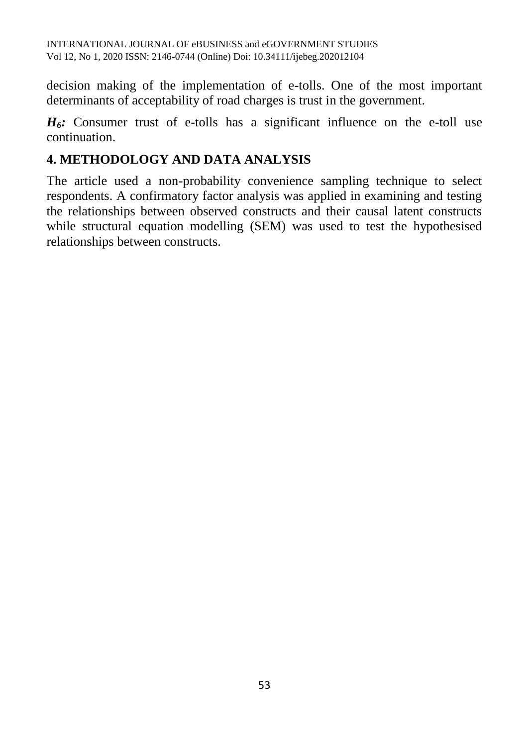decision making of the implementation of e-tolls. One of the most important determinants of acceptability of road charges is trust in the government.

***$H_6$:*** Consumer trust of e-tolls has a significant influence on the e-toll use continuation.

## 4. METHODOLOGY AND DATA ANALYSIS

The article used a non-probability convenience sampling technique to select respondents. A confirmatory factor analysis was applied in examining and testing the relationships between observed constructs and their causal latent constructs while structural equation modelling (SEM) was used to test the hypothesised relationships between constructs.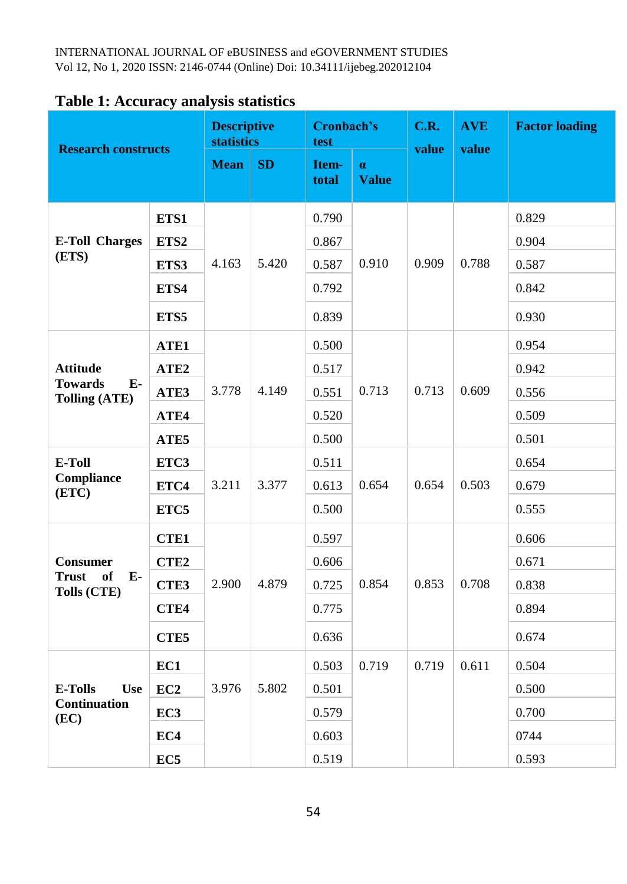## Table 1: Accuracy analysis statistics

| Research constructs | | Descriptive statistics | | Cronbach's test | | C.R. value | AVE value | Factor loading |
|---|---|---|---|---|---|---|---|---|
| | | Mean | SD | Item-total | α Value | | | |
| E-Toll Charges (ETS) | ETS1 | 4.163 | 5.420 | 0.790 | 0.910 | 0.909 | 0.788 | 0.829 |
| | ETS2 | | | 0.867 | | | | 0.904 |
| | ETS3 | | | 0.587 | | | | 0.587 |
| | ETS4 | | | 0.792 | | | | 0.842 |
| | ETS5 | | | 0.839 | | | | 0.930 |
| Attitude Towards E-Tolling (ATE) | ATE1 | 3.778 | 4.149 | 0.500 | 0.713 | 0.713 | 0.609 | 0.954 |
| | ATE2 | | | 0.517 | | | | 0.942 |
| | ATE3 | | | 0.551 | | | | 0.556 |
| | ATE4 | | | 0.520 | | | | 0.509 |
| | ATE5 | | | 0.500 | | | | 0.501 |
| E-Toll Compliance (ETC) | ETC3 | 3.211 | 3.377 | 0.511 | 0.654 | 0.654 | 0.503 | 0.654 |
| | ETC4 | | | 0.613 | | | | 0.679 |
| | ETC5 | | | 0.500 | | | | 0.555 |
| Consumer Trust of E-Tolls (CTE) | CTE1 | 2.900 | 4.879 | 0.597 | 0.854 | 0.853 | 0.708 | 0.606 |
| | CTE2 | | | 0.606 | | | | 0.671 |
| | CTE3 | | | 0.725 | | | | 0.838 |
| | CTE4 | | | 0.775 | | | | 0.894 |
| | CTE5 | | | 0.636 | | | | 0.674 |
| E-Tolls Use Continuation (EC) | EC1 | 3.976 | 5.802 | 0.503 | 0.719 | 0.719 | 0.611 | 0.504 |
| | EC2 | | | 0.501 | | | | 0.500 |
| | EC3 | | | 0.579 | | | | 0.700 |
| | EC4 | | | 0.603 | | | | 0744 |
| | EC5 | | | 0.519 | | | | 0.593 |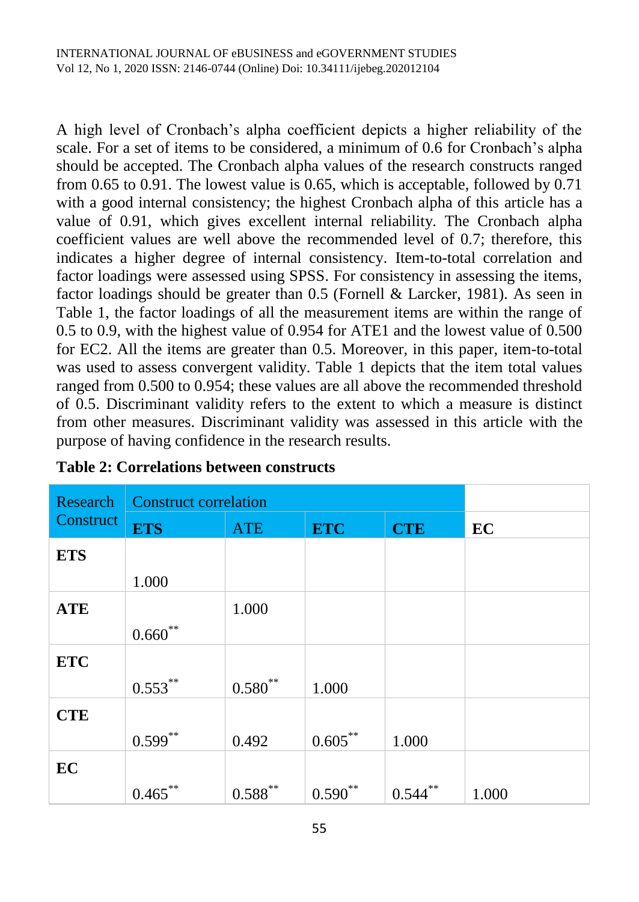A high level of Cronbach's alpha coefficient depicts a higher reliability of the scale. For a set of items to be considered, a minimum of 0.6 for Cronbach's alpha should be accepted. The Cronbach alpha values of the research constructs ranged from 0.65 to 0.91. The lowest value is 0.65, which is acceptable, followed by 0.71 with a good internal consistency; the highest Cronbach alpha of this article has a value of 0.91, which gives excellent internal reliability. The Cronbach alpha coefficient values are well above the recommended level of 0.7; therefore, this indicates a higher degree of internal consistency. Item-to-total correlation and factor loadings were assessed using SPSS. For consistency in assessing the items, factor loadings should be greater than 0.5 (Fornell & Larcker, 1981). As seen in Table 1, the factor loadings of all the measurement items are within the range of 0.5 to 0.9, with the highest value of 0.954 for ATE1 and the lowest value of 0.500 for EC2. All the items are greater than 0.5. Moreover, in this paper, item-to-total was used to assess convergent validity. Table 1 depicts that the item total values ranged from 0.500 to 0.954; these values are all above the recommended threshold of 0.5. Discriminant validity refers to the extent to which a measure is distinct from other measures. Discriminant validity was assessed in this article with the purpose of having confidence in the research results.

**Table 2: Correlations between constructs**

| Research Construct | Construct correlation | | | | |
|---|---|---|---|---|---|
| | **ETS** | ATE | **ETC** | **CTE** | **EC** |
| **ETS** | 1.000 | | | | |
| **ATE** | 0.660** | 1.000 | | | |
| **ETC** | 0.553** | 0.580** | 1.000 | | |
| **CTE** | 0.599** | 0.492 | 0.605** | 1.000 | |
| **EC** | 0.465** | 0.588** | 0.590** | 0.544** | 1.000 |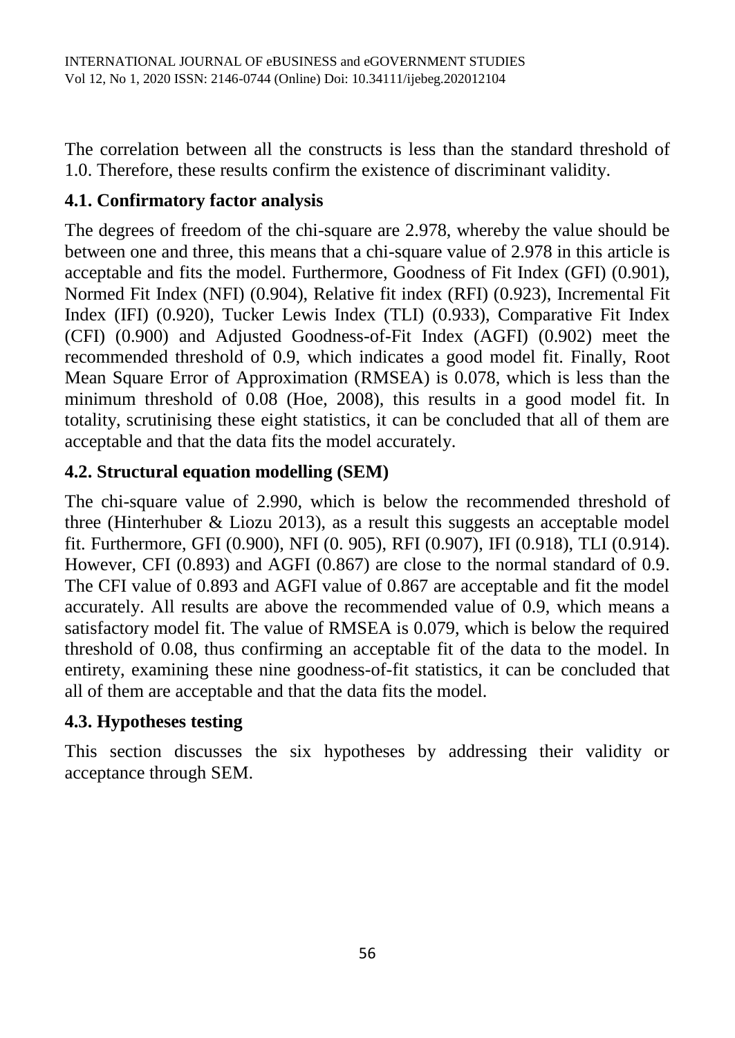The correlation between all the constructs is less than the standard threshold of 1.0. Therefore, these results confirm the existence of discriminant validity.

### 4.1. Confirmatory factor analysis

The degrees of freedom of the chi-square are 2.978, whereby the value should be between one and three, this means that a chi-square value of 2.978 in this article is acceptable and fits the model. Furthermore, Goodness of Fit Index (GFI) (0.901), Normed Fit Index (NFI) (0.904), Relative fit index (RFI) (0.923), Incremental Fit Index (IFI) (0.920), Tucker Lewis Index (TLI) (0.933), Comparative Fit Index (CFI) (0.900) and Adjusted Goodness-of-Fit Index (AGFI) (0.902) meet the recommended threshold of 0.9, which indicates a good model fit. Finally, Root Mean Square Error of Approximation (RMSEA) is 0.078, which is less than the minimum threshold of 0.08 (Hoe, 2008), this results in a good model fit. In totality, scrutinising these eight statistics, it can be concluded that all of them are acceptable and that the data fits the model accurately.

### 4.2. Structural equation modelling (SEM)

The chi-square value of 2.990, which is below the recommended threshold of three (Hinterhuber & Liozu 2013), as a result this suggests an acceptable model fit. Furthermore, GFI (0.900), NFI (0. 905), RFI (0.907), IFI (0.918), TLI (0.914). However, CFI (0.893) and AGFI (0.867) are close to the normal standard of 0.9. The CFI value of 0.893 and AGFI value of 0.867 are acceptable and fit the model accurately. All results are above the recommended value of 0.9, which means a satisfactory model fit. The value of RMSEA is 0.079, which is below the required threshold of 0.08, thus confirming an acceptable fit of the data to the model. In entirety, examining these nine goodness-of-fit statistics, it can be concluded that all of them are acceptable and that the data fits the model.

### 4.3. Hypotheses testing

This section discusses the six hypotheses by addressing their validity or acceptance through SEM.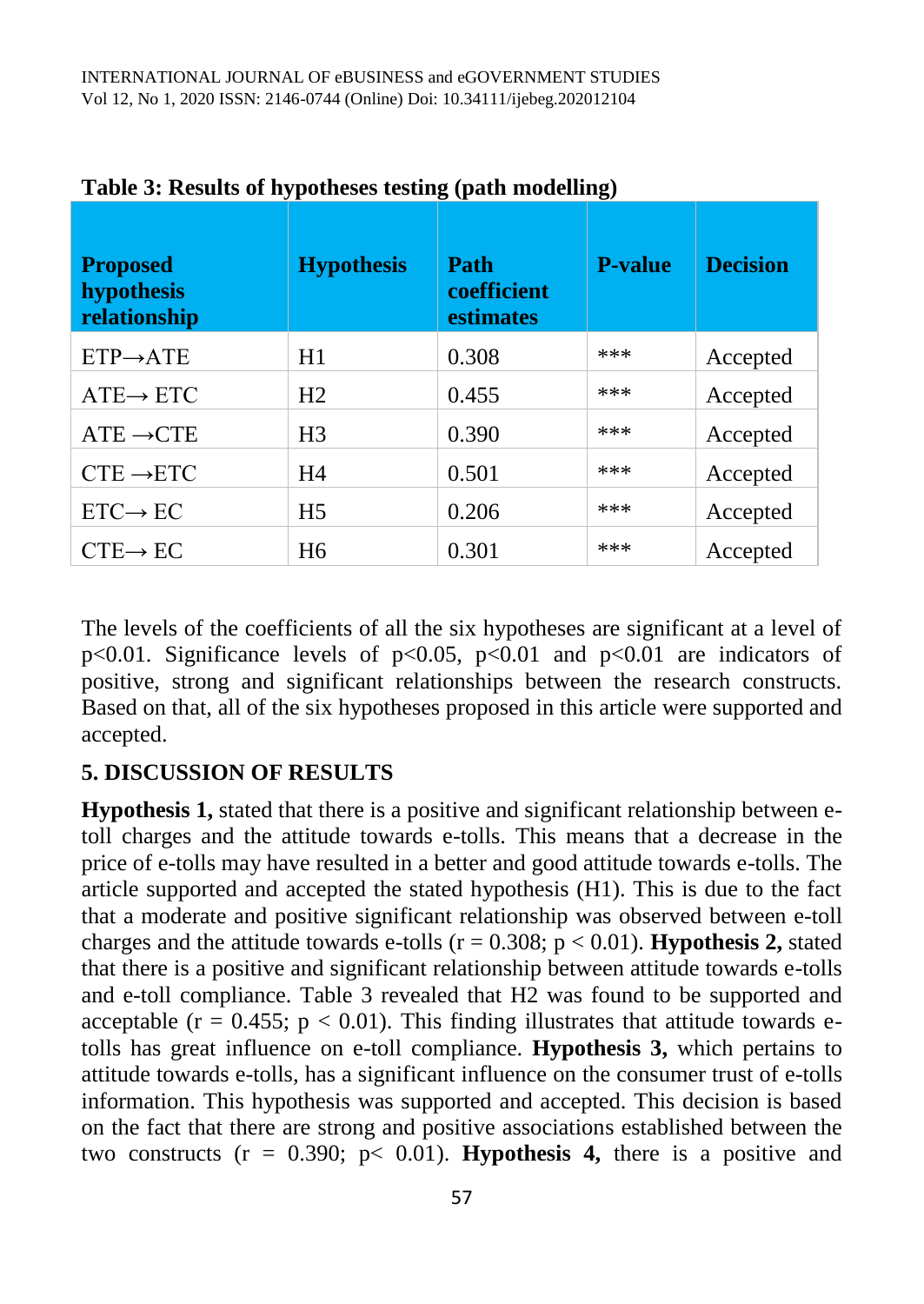**Table 3: Results of hypotheses testing (path modelling)**

| Proposed hypothesis relationship | Hypothesis | Path coefficient estimates | P-value | Decision |
|---|---|---|---|---|
| ETP→ATE | H1 | 0.308 | *** | Accepted |
| ATE→ ETC | H2 | 0.455 | *** | Accepted |
| ATE →CTE | H3 | 0.390 | *** | Accepted |
| CTE →ETC | H4 | 0.501 | *** | Accepted |
| ETC→ EC | H5 | 0.206 | *** | Accepted |
| CTE→ EC | H6 | 0.301 | *** | Accepted |

The levels of the coefficients of all the six hypotheses are significant at a level of $p<0.01$. Significance levels of $p<0.05$, $p<0.01$ and $p<0.01$ are indicators of positive, strong and significant relationships between the research constructs. Based on that, all of the six hypotheses proposed in this article were supported and accepted.

## 5. DISCUSSION OF RESULTS

**Hypothesis 1,** stated that there is a positive and significant relationship between e-toll charges and the attitude towards e-tolls. This means that a decrease in the price of e-tolls may have resulted in a better and good attitude towards e-tolls. The article supported and accepted the stated hypothesis (H1). This is due to the fact that a moderate and positive significant relationship was observed between e-toll charges and the attitude towards e-tolls ($r = 0.308$; $p < 0.01$). **Hypothesis 2,** stated that there is a positive and significant relationship between attitude towards e-tolls and e-toll compliance. Table 3 revealed that H2 was found to be supported and acceptable ($r = 0.455$; $p < 0.01$). This finding illustrates that attitude towards e-tolls has great influence on e-toll compliance. **Hypothesis 3,** which pertains to attitude towards e-tolls, has a significant influence on the consumer trust of e-tolls information. This hypothesis was supported and accepted. This decision is based on the fact that there are strong and positive associations established between the two constructs ($r = 0.390$; $p< 0.01$). **Hypothesis 4,** there is a positive and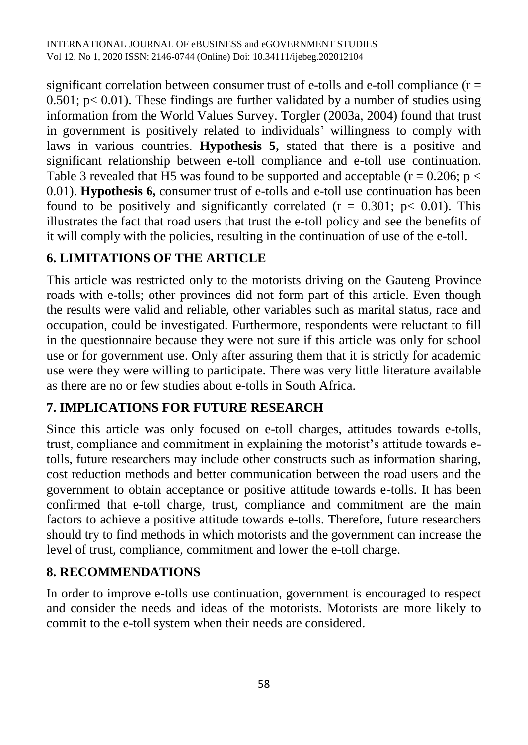significant correlation between consumer trust of e-tolls and e-toll compliance ($r = 0.501$; $p < 0.01$). These findings are further validated by a number of studies using information from the World Values Survey. Torgler (2003a, 2004) found that trust in government is positively related to individuals' willingness to comply with laws in various countries. **Hypothesis 5,** stated that there is a positive and significant relationship between e-toll compliance and e-toll use continuation. Table 3 revealed that H5 was found to be supported and acceptable ($r = 0.206$; $p < 0.01$). **Hypothesis 6,** consumer trust of e-tolls and e-toll use continuation has been found to be positively and significantly correlated ($r = 0.301$; $p < 0.01$). This illustrates the fact that road users that trust the e-toll policy and see the benefits of it will comply with the policies, resulting in the continuation of use of the e-toll.

## 6. LIMITATIONS OF THE ARTICLE

This article was restricted only to the motorists driving on the Gauteng Province roads with e-tolls; other provinces did not form part of this article. Even though the results were valid and reliable, other variables such as marital status, race and occupation, could be investigated. Furthermore, respondents were reluctant to fill in the questionnaire because they were not sure if this article was only for school use or for government use. Only after assuring them that it is strictly for academic use were they were willing to participate. There was very little literature available as there are no or few studies about e-tolls in South Africa.

## 7. IMPLICATIONS FOR FUTURE RESEARCH

Since this article was only focused on e-toll charges, attitudes towards e-tolls, trust, compliance and commitment in explaining the motorist's attitude towards e-tolls, future researchers may include other constructs such as information sharing, cost reduction methods and better communication between the road users and the government to obtain acceptance or positive attitude towards e-tolls. It has been confirmed that e-toll charge, trust, compliance and commitment are the main factors to achieve a positive attitude towards e-tolls. Therefore, future researchers should try to find methods in which motorists and the government can increase the level of trust, compliance, commitment and lower the e-toll charge.

## 8. RECOMMENDATIONS

In order to improve e-tolls use continuation, government is encouraged to respect and consider the needs and ideas of the motorists. Motorists are more likely to commit to the e-toll system when their needs are considered.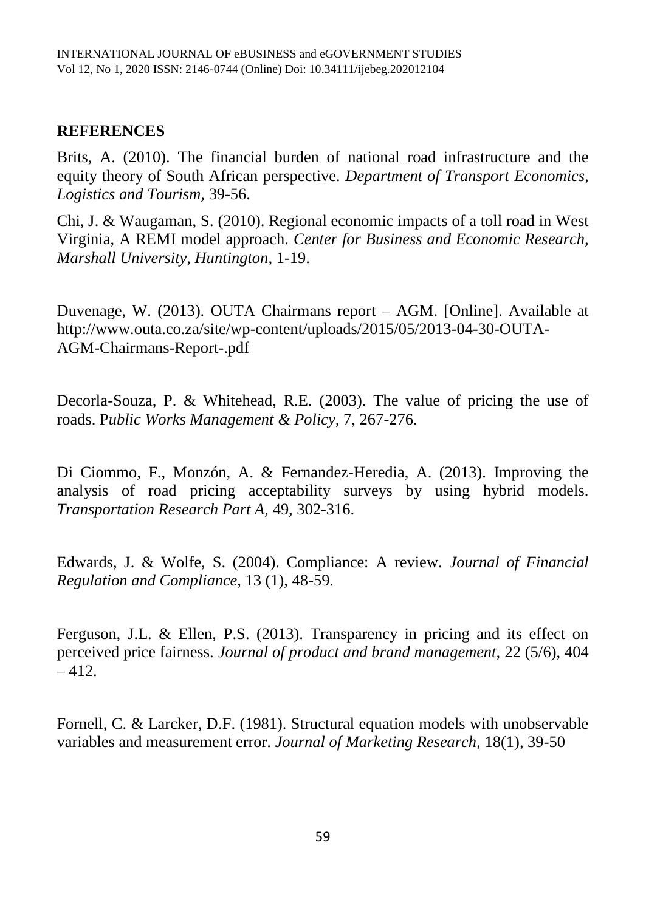## REFERENCES

Brits, A. (2010). The financial burden of national road infrastructure and the equity theory of South African perspective. *Department of Transport Economics, Logistics and Tourism,* 39-56.

Chi, J. & Waugaman, S. (2010). Regional economic impacts of a toll road in West Virginia, A REMI model approach. *Center for Business and Economic Research, Marshall University, Huntington*, 1-19.

Duvenage, W. (2013). OUTA Chairmans report – AGM. [Online]. Available at http://www.outa.co.za/site/wp-content/uploads/2015/05/2013-04-30-OUTA-AGM-Chairmans-Report-.pdf

Decorla-Souza, P. & Whitehead, R.E. (2003). The value of pricing the use of roads. P*ublic Works Management & Policy*, 7, 267-276.

Di Ciommo, F., Monzón, A. & Fernandez-Heredia, A. (2013). Improving the analysis of road pricing acceptability surveys by using hybrid models. *Transportation Research Part A,* 49, 302-316.

Edwards, J. & Wolfe, S. (2004). Compliance: A review. *Journal of Financial Regulation and Compliance*, 13 (1), 48-59.

Ferguson, J.L. & Ellen, P.S. (2013). Transparency in pricing and its effect on perceived price fairness. *Journal of product and brand management,* 22 (5/6), 404 – 412.

Fornell, C. & Larcker, D.F. (1981). Structural equation models with unobservable variables and measurement error. *Journal of Marketing Research*, 18(1), 39-50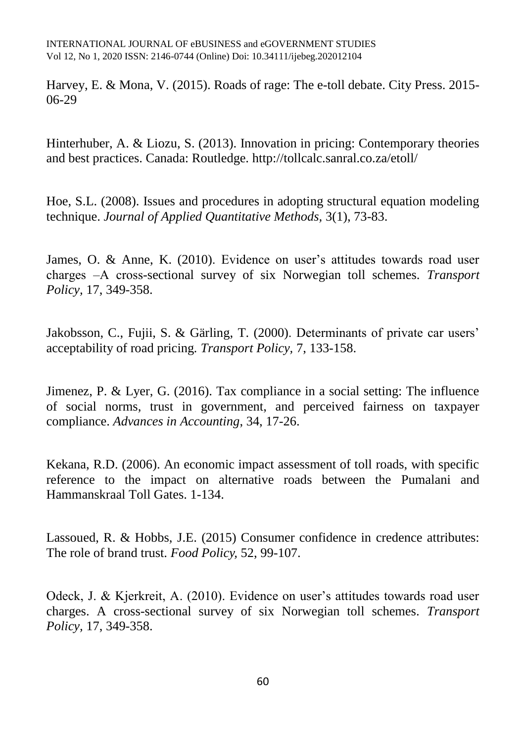Harvey, E. & Mona, V. (2015). Roads of rage: The e-toll debate. City Press. 2015-06-29

Hinterhuber, A. & Liozu, S. (2013). Innovation in pricing: Contemporary theories and best practices. Canada: Routledge. http://tollcalc.sanral.co.za/etoll/

Hoe, S.L. (2008). Issues and procedures in adopting structural equation modeling technique. *Journal of Applied Quantitative Methods*, 3(1), 73-83.

James, O. & Anne, K. (2010). Evidence on user's attitudes towards road user charges –A cross-sectional survey of six Norwegian toll schemes. *Transport Policy*, 17, 349-358.

Jakobsson, C., Fujii, S. & Gärling, T. (2000). Determinants of private car users' acceptability of road pricing. *Transport Policy*, 7, 133-158.

Jimenez, P. & Lyer, G. (2016). Tax compliance in a social setting: The influence of social norms, trust in government, and perceived fairness on taxpayer compliance. *Advances in Accounting*, 34, 17-26.

Kekana, R.D. (2006). An economic impact assessment of toll roads, with specific reference to the impact on alternative roads between the Pumalani and Hammanskraal Toll Gates. 1-134.

Lassoued, R. & Hobbs, J.E. (2015) Consumer confidence in credence attributes: The role of brand trust. *Food Policy*, 52, 99-107.

Odeck, J. & Kjerkreit, A. (2010). Evidence on user's attitudes towards road user charges. A cross-sectional survey of six Norwegian toll schemes. *Transport Policy*, 17, 349-358.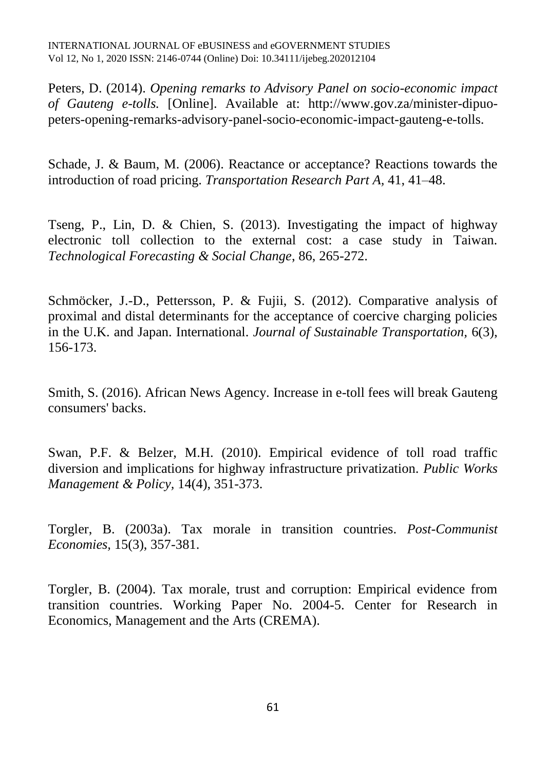Peters, D. (2014). *Opening remarks to Advisory Panel on socio-economic impact of Gauteng e-tolls.* [Online]. Available at: http://www.gov.za/minister-dipuo-peters-opening-remarks-advisory-panel-socio-economic-impact-gauteng-e-tolls.

Schade, J. & Baum, M. (2006). Reactance or acceptance? Reactions towards the introduction of road pricing. *Transportation Research Part A,* 41, 41–48.

Tseng, P., Lin, D. & Chien, S. (2013). Investigating the impact of highway electronic toll collection to the external cost: a case study in Taiwan. *Technological Forecasting & Social Change*, 86, 265-272.

Schmöcker, J.-D., Pettersson, P. & Fujii, S. (2012). Comparative analysis of proximal and distal determinants for the acceptance of coercive charging policies in the U.K. and Japan. International. *Journal of Sustainable Transportation,* 6(3), 156-173.

Smith, S. (2016). African News Agency. Increase in e-toll fees will break Gauteng consumers' backs.

Swan, P.F. & Belzer, M.H. (2010). Empirical evidence of toll road traffic diversion and implications for highway infrastructure privatization. *Public Works Management & Policy,* 14(4), 351-373.

Torgler, B. (2003a). Tax morale in transition countries. *Post-Communist Economies,* 15(3), 357-381.

Torgler, B. (2004). Tax morale, trust and corruption: Empirical evidence from transition countries. Working Paper No. 2004-5. Center for Research in Economics, Management and the Arts (CREMA).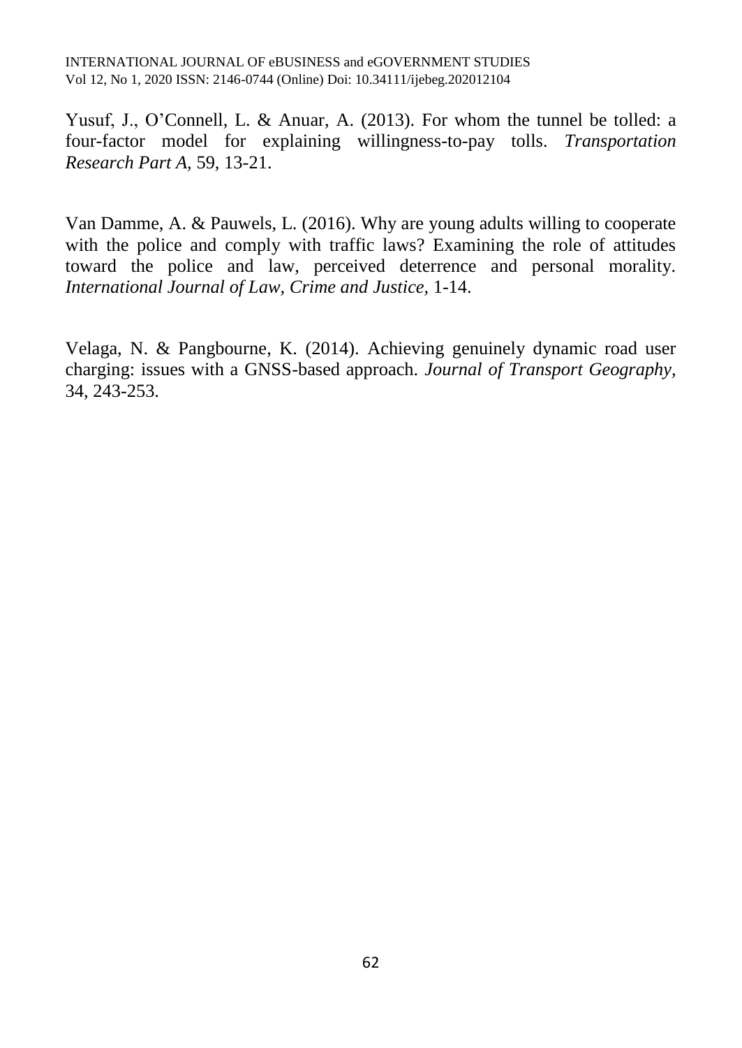Yusuf, J., O'Connell, L. & Anuar, A. (2013). For whom the tunnel be tolled: a four-factor model for explaining willingness-to-pay tolls. *Transportation Research Part A,* 59, 13-21.

Van Damme, A. & Pauwels, L. (2016). Why are young adults willing to cooperate with the police and comply with traffic laws? Examining the role of attitudes toward the police and law, perceived deterrence and personal morality. *International Journal of Law, Crime and Justice,* 1-14.

Velaga, N. & Pangbourne, K. (2014). Achieving genuinely dynamic road user charging: issues with a GNSS-based approach. *Journal of Transport Geography,* 34, 243-253.